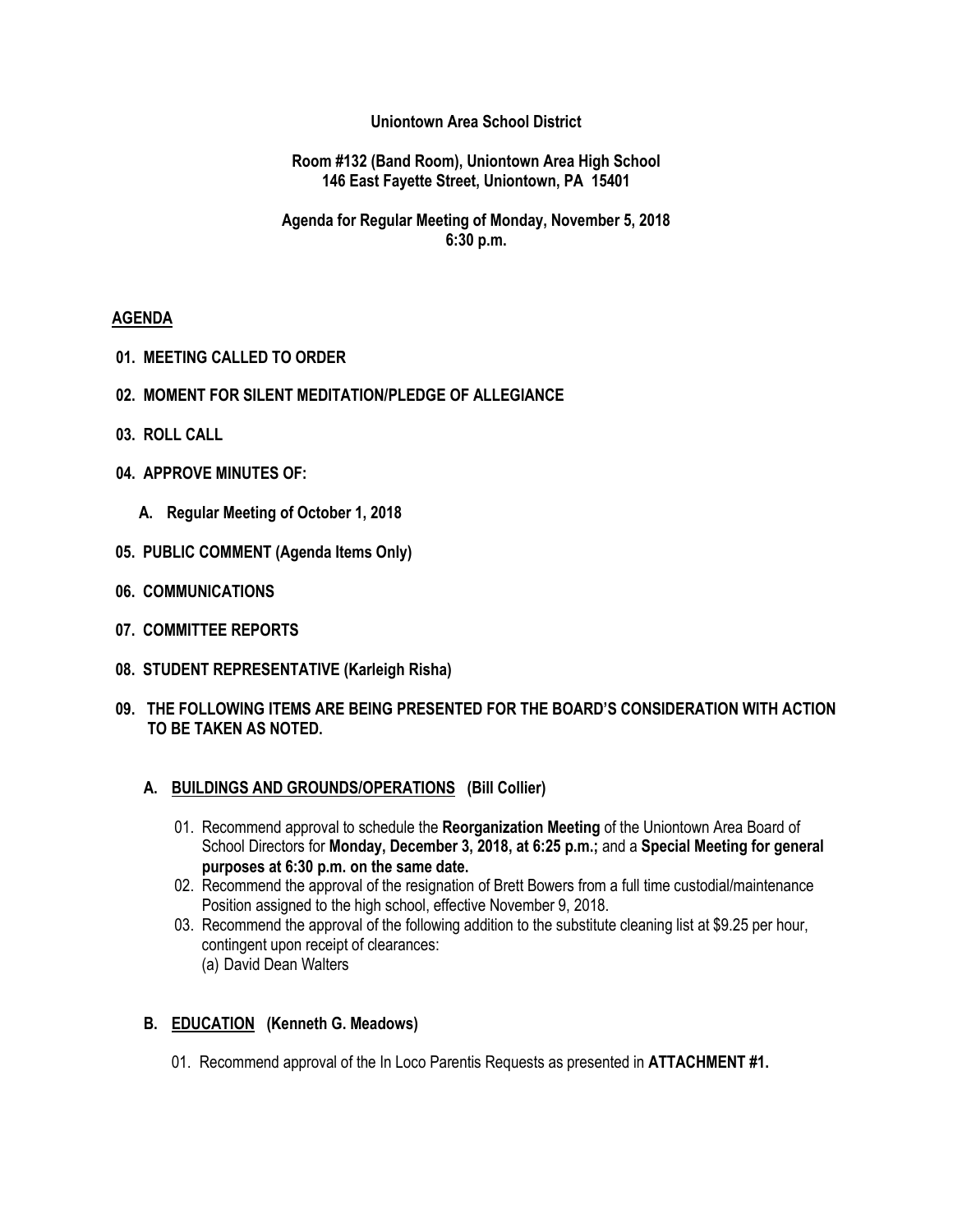**Uniontown Area School District**

**Room #132 (Band Room), Uniontown Area High School**
**146 East Fayette Street, Uniontown, PA 15401**

**Agenda for Regular Meeting of Monday, November 5, 2018**
**6:30 p.m.**

**<u>AGENDA</u>**

**01. MEETING CALLED TO ORDER**

**02. MOMENT FOR SILENT MEDITATION/PLEDGE OF ALLEGIANCE**

**03. ROLL CALL**

**04. APPROVE MINUTES OF:**

**A. Regular Meeting of October 1, 2018**

**05. PUBLIC COMMENT (Agenda Items Only)**

**06. COMMUNICATIONS**

**07. COMMITTEE REPORTS**

**08. STUDENT REPRESENTATIVE (Karleigh Risha)**

**09. THE FOLLOWING ITEMS ARE BEING PRESENTED FOR THE BOARD'S CONSIDERATION WITH ACTION TO BE TAKEN AS NOTED.**

**A. <u>BUILDINGS AND GROUNDS/OPERATIONS</u> (Bill Collier)**

01. Recommend approval to schedule the **Reorganization Meeting** of the Uniontown Area Board of School Directors for **Monday, December 3, 2018, at 6:25 p.m.;** and a **Special Meeting for general purposes at 6:30 p.m. on the same date.**
02. Recommend the approval of the resignation of Brett Bowers from a full time custodial/maintenance Position assigned to the high school, effective November 9, 2018.
03. Recommend the approval of the following addition to the substitute cleaning list at $9.25 per hour, contingent upon receipt of clearances:
    (a) David Dean Walters

**B. <u>EDUCATION</u> (Kenneth G. Meadows)**

01. Recommend approval of the In Loco Parentis Requests as presented in **ATTACHMENT #1.**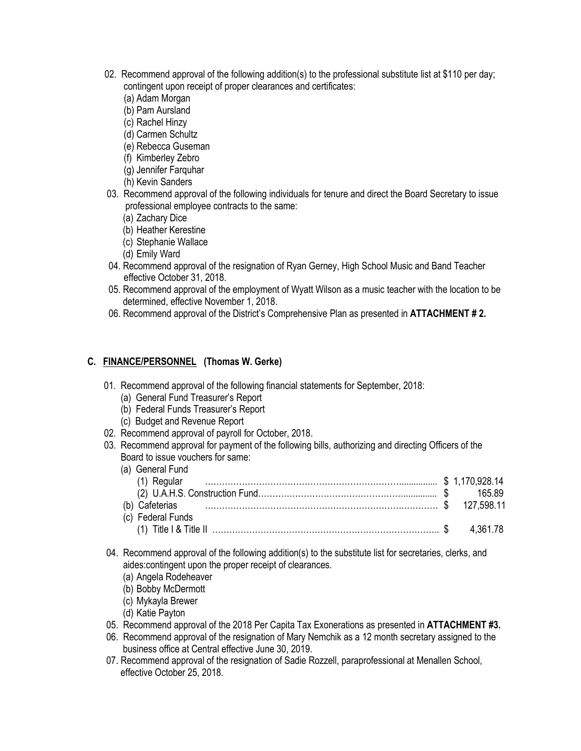02. Recommend approval of the following addition(s) to the professional substitute list at $110 per day; contingent upon receipt of proper clearances and certificates:
    - (a) Adam Morgan
    - (b) Pam Aursland
    - (c) Rachel Hinzy
    - (d) Carmen Schultz
    - (e) Rebecca Guseman
    - (f) Kimberley Zebro
    - (g) Jennifer Farquhar
    - (h) Kevin Sanders

03. Recommend approval of the following individuals for tenure and direct the Board Secretary to issue professional employee contracts to the same:
    - (a) Zachary Dice
    - (b) Heather Kerestine
    - (c) Stephanie Wallace
    - (d) Emily Ward

04. Recommend approval of the resignation of Ryan Gerney, High School Music and Band Teacher effective October 31, 2018.

05. Recommend approval of the employment of Wyatt Wilson as a music teacher with the location to be determined, effective November 1, 2018.

06. Recommend approval of the District's Comprehensive Plan as presented in **ATTACHMENT # 2.**

## C. <u>FINANCE/PERSONNEL</u> (Thomas W. Gerke)

01. Recommend approval of the following financial statements for September, 2018:
    - (a) General Fund Treasurer's Report
    - (b) Federal Funds Treasurer's Report
    - (c) Budget and Revenue Report

02. Recommend approval of payroll for October, 2018.

03. Recommend approval for payment of the following bills, authorizing and directing Officers of the Board to issue vouchers for same:

| | |
|---|---|
| (a) General Fund | |
| (1) Regular | $ 1,170,928.14 |
| (2) U.A.H.S. Construction Fund | $ 165.89 |
| (b) Cafeterias | $ 127,598.11 |
| (c) Federal Funds | |
| (1) Title I & Title II | $ 4,361.78 |

04. Recommend approval of the following addition(s) to the substitute list for secretaries, clerks, and aides:contingent upon the proper receipt of clearances.
    - (a) Angela Rodeheaver
    - (b) Bobby McDermott
    - (c) Mykayla Brewer
    - (d) Katie Payton

05. Recommend approval of the 2018 Per Capita Tax Exonerations as presented in **ATTACHMENT #3.**

06. Recommend approval of the resignation of Mary Nemchik as a 12 month secretary assigned to the business office at Central effective June 30, 2019.

07. Recommend approval of the resignation of Sadie Rozzell, paraprofessional at Menallen School, effective October 25, 2018.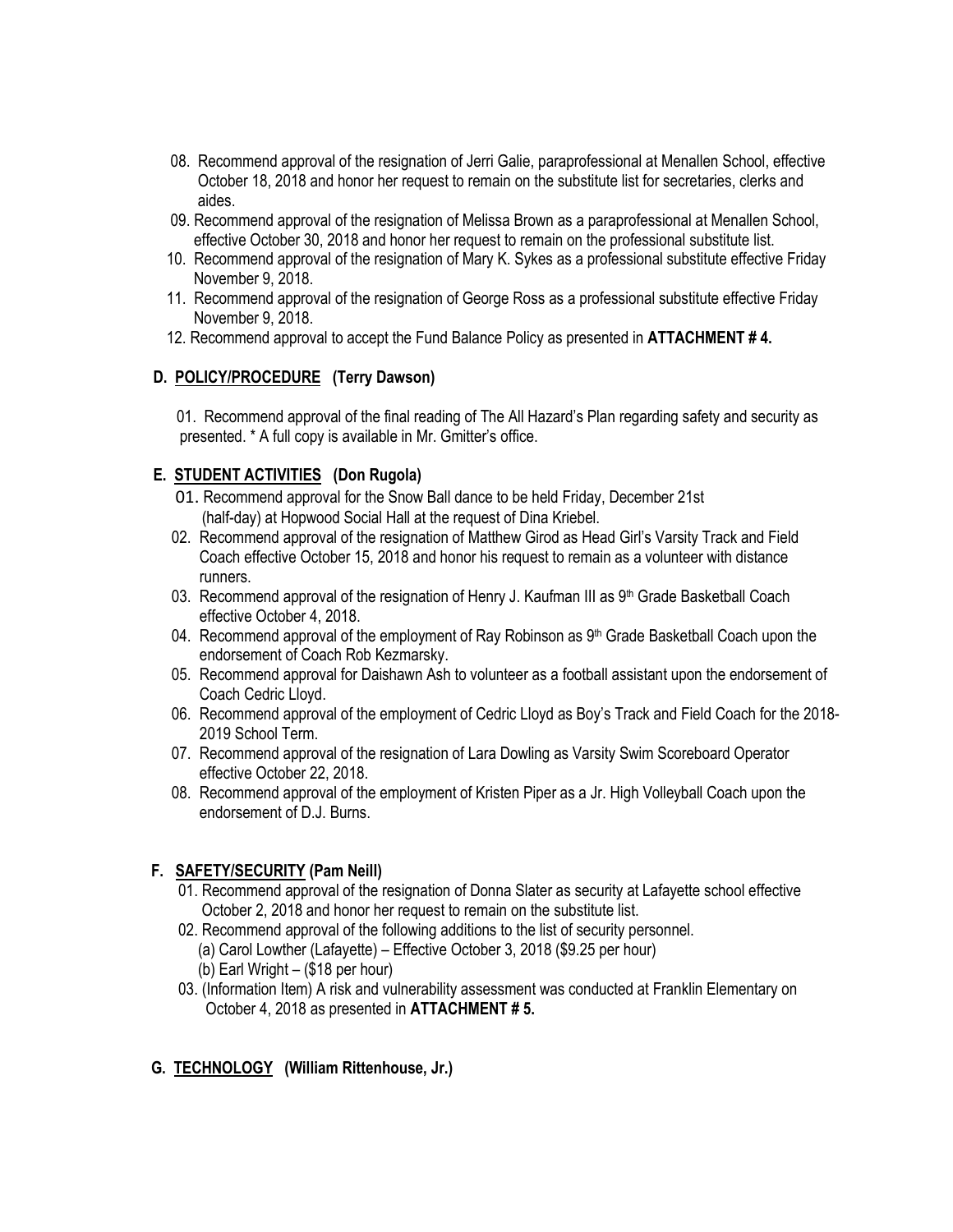08. Recommend approval of the resignation of Jerri Galie, paraprofessional at Menallen School, effective October 18, 2018 and honor her request to remain on the substitute list for secretaries, clerks and aides.
09. Recommend approval of the resignation of Melissa Brown as a paraprofessional at Menallen School, effective October 30, 2018 and honor her request to remain on the professional substitute list.
10. Recommend approval of the resignation of Mary K. Sykes as a professional substitute effective Friday November 9, 2018.
11. Recommend approval of the resignation of George Ross as a professional substitute effective Friday November 9, 2018.
12. Recommend approval to accept the Fund Balance Policy as presented in **ATTACHMENT # 4.**

## D. POLICY/PROCEDURE (Terry Dawson)

01. Recommend approval of the final reading of The All Hazard's Plan regarding safety and security as presented. * A full copy is available in Mr. Gmitter's office.

## E. STUDENT ACTIVITIES (Don Rugola)

01. Recommend approval for the Snow Ball dance to be held Friday, December 21st (half-day) at Hopwood Social Hall at the request of Dina Kriebel.
02. Recommend approval of the resignation of Matthew Girod as Head Girl's Varsity Track and Field Coach effective October 15, 2018 and honor his request to remain as a volunteer with distance runners.
03. Recommend approval of the resignation of Henry J. Kaufman III as 9th Grade Basketball Coach effective October 4, 2018.
04. Recommend approval of the employment of Ray Robinson as 9th Grade Basketball Coach upon the endorsement of Coach Rob Kezmarsky.
05. Recommend approval for Daishawn Ash to volunteer as a football assistant upon the endorsement of Coach Cedric Lloyd.
06. Recommend approval of the employment of Cedric Lloyd as Boy's Track and Field Coach for the 2018-2019 School Term.
07. Recommend approval of the resignation of Lara Dowling as Varsity Swim Scoreboard Operator effective October 22, 2018.
08. Recommend approval of the employment of Kristen Piper as a Jr. High Volleyball Coach upon the endorsement of D.J. Burns.

## F. SAFETY/SECURITY (Pam Neill)

01. Recommend approval of the resignation of Donna Slater as security at Lafayette school effective October 2, 2018 and honor her request to remain on the substitute list.
02. Recommend approval of the following additions to the list of security personnel.
    (a) Carol Lowther (Lafayette) – Effective October 3, 2018 ($9.25 per hour)
    (b) Earl Wright – ($18 per hour)
03. (Information Item) A risk and vulnerability assessment was conducted at Franklin Elementary on October 4, 2018 as presented in **ATTACHMENT # 5.**

## G. TECHNOLOGY (William Rittenhouse, Jr.)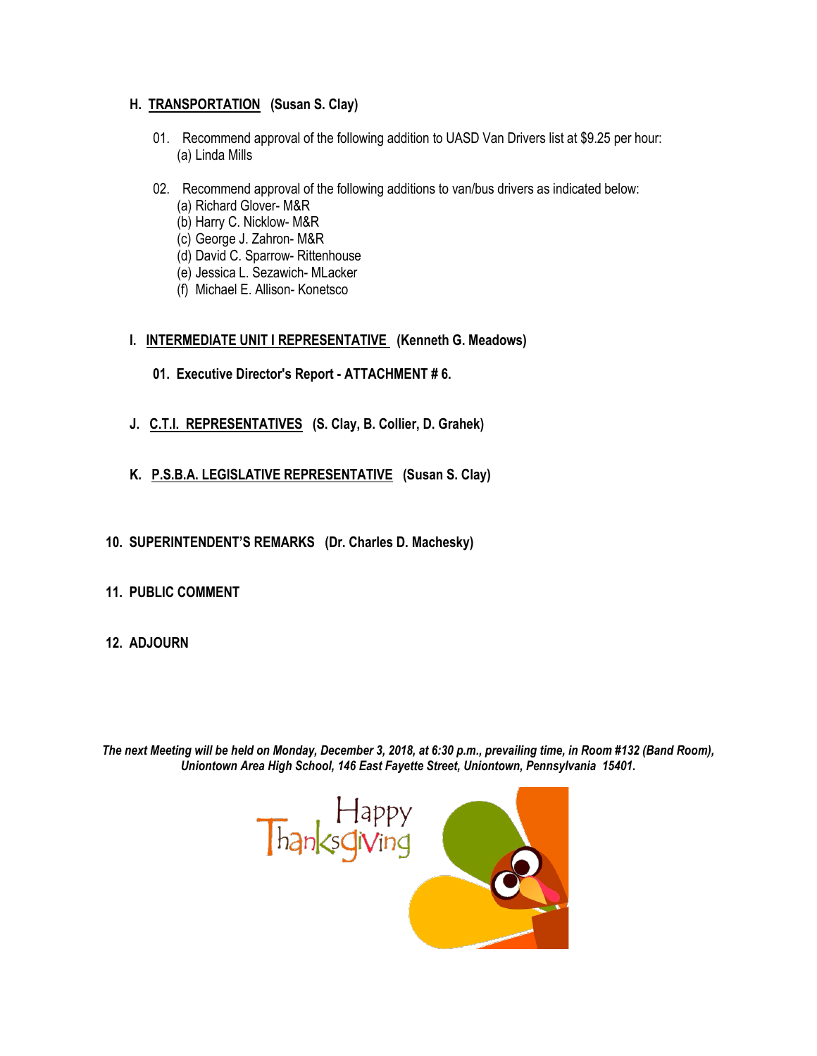**H. <u>TRANSPORTATION</u> (Susan S. Clay)**

01. Recommend approval of the following addition to UASD Van Drivers list at $9.25 per hour:
    (a) Linda Mills

02. Recommend approval of the following additions to van/bus drivers as indicated below:
    (a) Richard Glover- M&R
    (b) Harry C. Nicklow- M&R
    (c) George J. Zahron- M&R
    (d) David C. Sparrow- Rittenhouse
    (e) Jessica L. Sezawich- MLacker
    (f) Michael E. Allison- Konetsco

**I. <u>INTERMEDIATE UNIT I REPRESENTATIVE</u> (Kenneth G. Meadows)**

**01. Executive Director's Report - ATTACHMENT # 6.**

**J. <u>C.T.I. REPRESENTATIVES</u> (S. Clay, B. Collier, D. Grahek)**

**K. <u>P.S.B.A. LEGISLATIVE REPRESENTATIVE</u> (Susan S. Clay)**

**10. SUPERINTENDENT'S REMARKS (Dr. Charles D. Machesky)**

**11. PUBLIC COMMENT**

**12. ADJOURN**

***The next Meeting will be held on Monday, December 3, 2018, at 6:30 p.m., prevailing time, in Room #132 (Band Room), Uniontown Area High School, 146 East Fayette Street, Uniontown, Pennsylvania 15401.***

Happy Thanksgiving